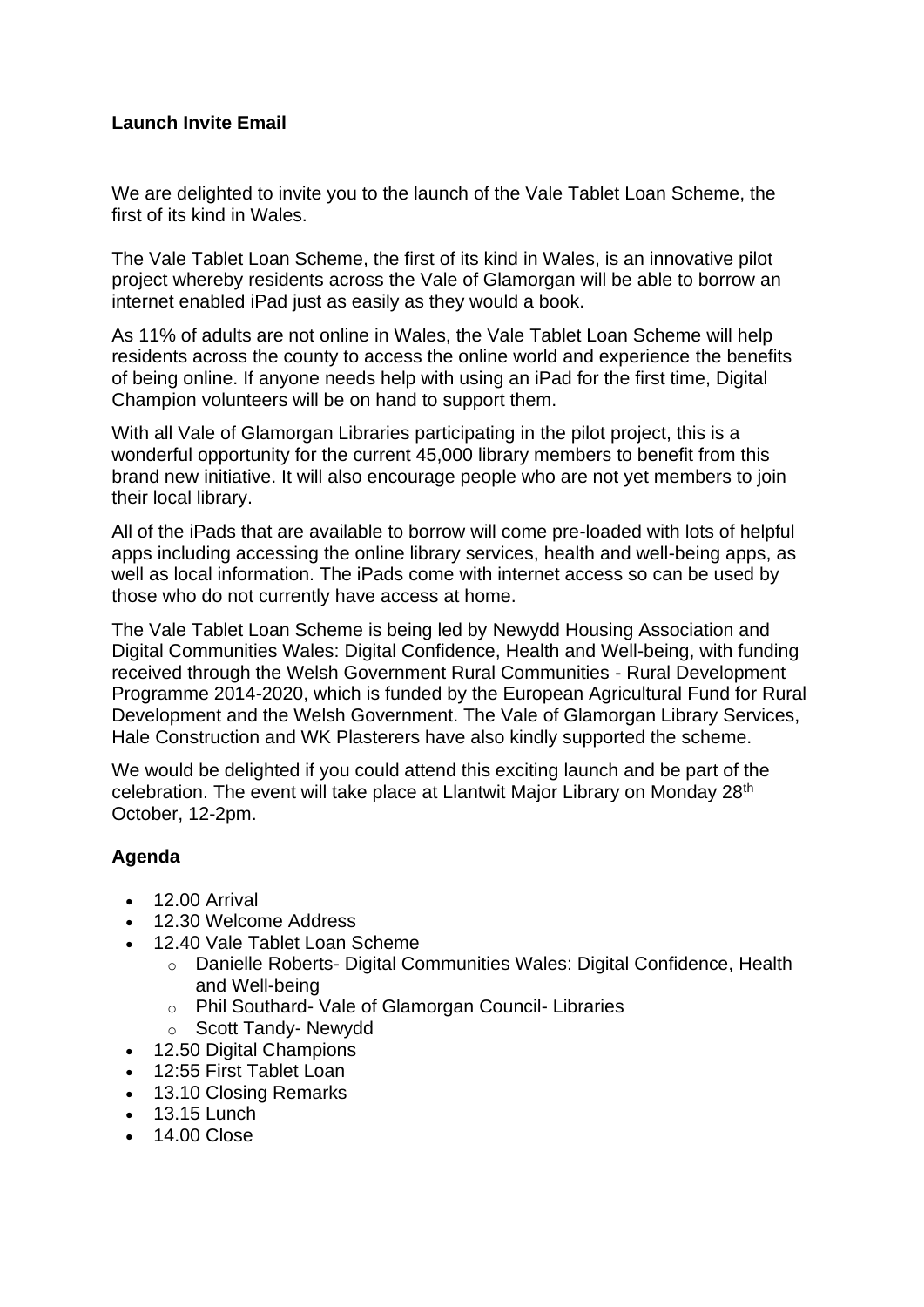**Launch Invite Email**

We are delighted to invite you to the launch of the Vale Tablet Loan Scheme, the first of its kind in Wales.

---

The Vale Tablet Loan Scheme, the first of its kind in Wales, is an innovative pilot project whereby residents across the Vale of Glamorgan will be able to borrow an internet enabled iPad just as easily as they would a book.

As 11% of adults are not online in Wales, the Vale Tablet Loan Scheme will help residents across the county to access the online world and experience the benefits of being online. If anyone needs help with using an iPad for the first time, Digital Champion volunteers will be on hand to support them.

With all Vale of Glamorgan Libraries participating in the pilot project, this is a wonderful opportunity for the current 45,000 library members to benefit from this brand new initiative. It will also encourage people who are not yet members to join their local library.

All of the iPads that are available to borrow will come pre-loaded with lots of helpful apps including accessing the online library services, health and well-being apps, as well as local information. The iPads come with internet access so can be used by those who do not currently have access at home.

The Vale Tablet Loan Scheme is being led by Newydd Housing Association and Digital Communities Wales: Digital Confidence, Health and Well-being, with funding received through the Welsh Government Rural Communities - Rural Development Programme 2014-2020, which is funded by the European Agricultural Fund for Rural Development and the Welsh Government. The Vale of Glamorgan Library Services, Hale Construction and WK Plasterers have also kindly supported the scheme.

We would be delighted if you could attend this exciting launch and be part of the celebration. The event will take place at Llantwit Major Library on Monday 28th October, 12-2pm.

**Agenda**

- 12.00 Arrival
- 12.30 Welcome Address
- 12.40 Vale Tablet Loan Scheme
  - Danielle Roberts- Digital Communities Wales: Digital Confidence, Health and Well-being
  - Phil Southard- Vale of Glamorgan Council- Libraries
  - Scott Tandy- Newydd
- 12.50 Digital Champions
- 12:55 First Tablet Loan
- 13.10 Closing Remarks
- 13.15 Lunch
- 14.00 Close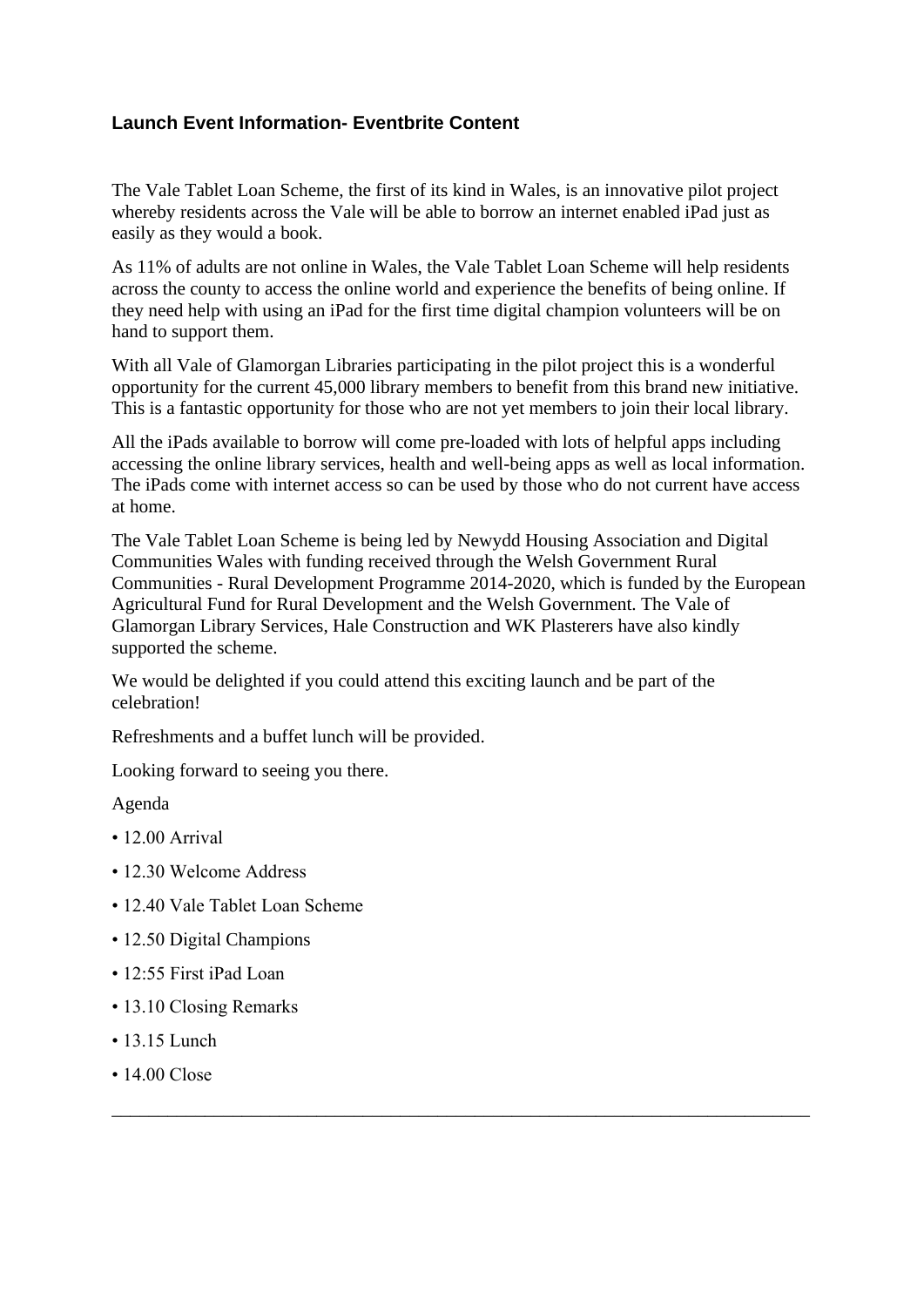## Launch Event Information- Eventbrite Content

The Vale Tablet Loan Scheme, the first of its kind in Wales, is an innovative pilot project whereby residents across the Vale will be able to borrow an internet enabled iPad just as easily as they would a book.

As 11% of adults are not online in Wales, the Vale Tablet Loan Scheme will help residents across the county to access the online world and experience the benefits of being online. If they need help with using an iPad for the first time digital champion volunteers will be on hand to support them.

With all Vale of Glamorgan Libraries participating in the pilot project this is a wonderful opportunity for the current 45,000 library members to benefit from this brand new initiative. This is a fantastic opportunity for those who are not yet members to join their local library.

All the iPads available to borrow will come pre-loaded with lots of helpful apps including accessing the online library services, health and well-being apps as well as local information. The iPads come with internet access so can be used by those who do not current have access at home.

The Vale Tablet Loan Scheme is being led by Newydd Housing Association and Digital Communities Wales with funding received through the Welsh Government Rural Communities - Rural Development Programme 2014-2020, which is funded by the European Agricultural Fund for Rural Development and the Welsh Government. The Vale of Glamorgan Library Services, Hale Construction and WK Plasterers have also kindly supported the scheme.

We would be delighted if you could attend this exciting launch and be part of the celebration!

Refreshments and a buffet lunch will be provided.

Looking forward to seeing you there.

Agenda

- 12.00 Arrival
- 12.30 Welcome Address
- 12.40 Vale Tablet Loan Scheme
- 12.50 Digital Champions
- 12:55 First iPad Loan
- 13.10 Closing Remarks
- 13.15 Lunch
- 14.00 Close

---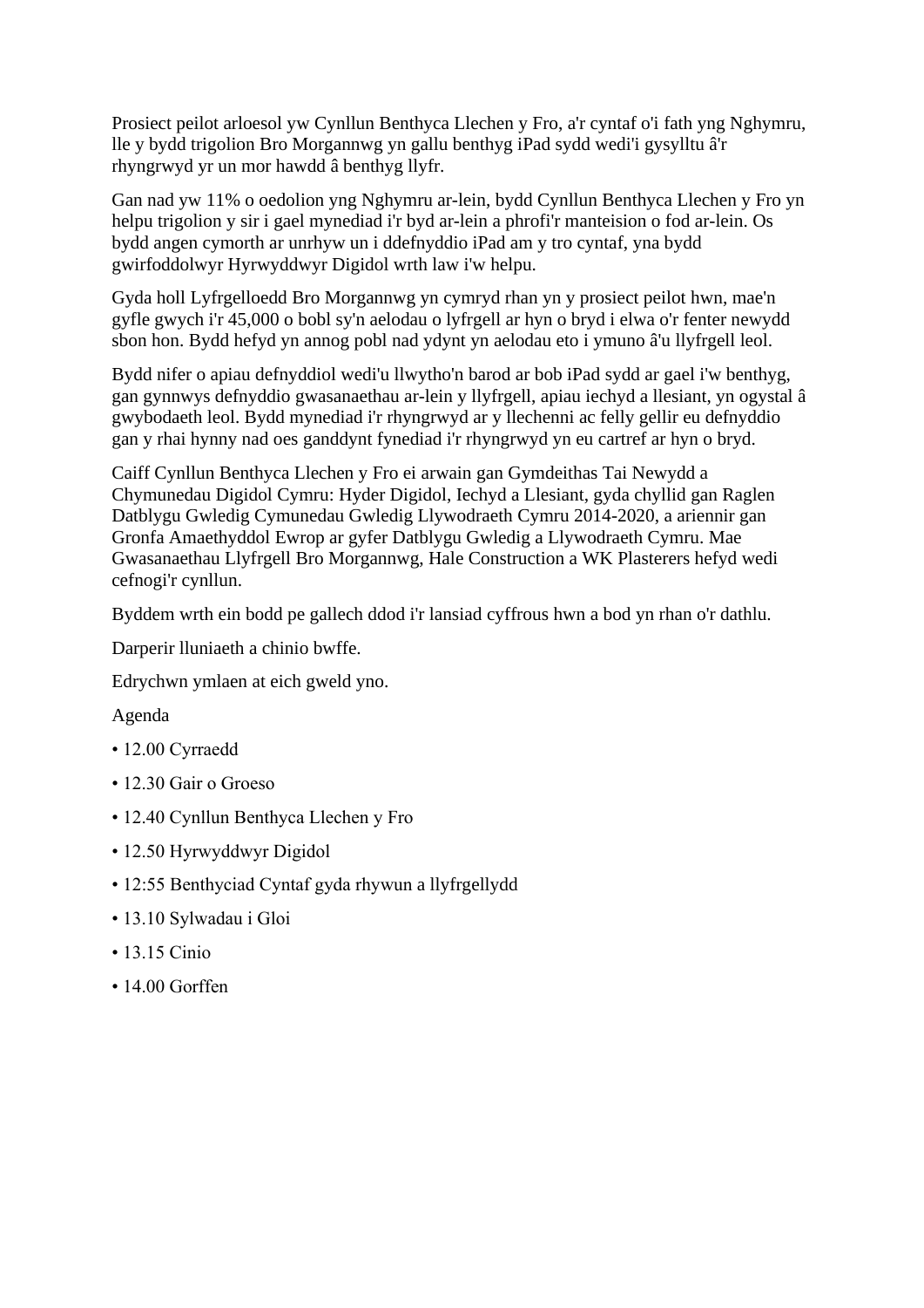Prosiect peilot arloesol yw Cynllun Benthyca Llechen y Fro, a'r cyntaf o'i fath yng Nghymru, lle y bydd trigolion Bro Morgannwg yn gallu benthyg iPad sydd wedi'i gysylltu â'r rhyngrwyd yr un mor hawdd â benthyg llyfr.

Gan nad yw 11% o oedolion yng Nghymru ar-lein, bydd Cynllun Benthyca Llechen y Fro yn helpu trigolion y sir i gael mynediad i'r byd ar-lein a phrofi'r manteision o fod ar-lein. Os bydd angen cymorth ar unrhyw un i ddefnyddio iPad am y tro cyntaf, yna bydd gwirfoddolwyr Hyrwyddwyr Digidol wrth law i'w helpu.

Gyda holl Lyfrgelloedd Bro Morgannwg yn cymryd rhan yn y prosiect peilot hwn, mae'n gyfle gwych i'r 45,000 o bobl sy'n aelodau o lyfrgell ar hyn o bryd i elwa o'r fenter newydd sbon hon. Bydd hefyd yn annog pobl nad ydynt yn aelodau eto i ymuno â'u llyfrgell leol.

Bydd nifer o apiau defnyddiol wedi'u llwytho'n barod ar bob iPad sydd ar gael i'w benthyg, gan gynnwys defnyddio gwasanaethau ar-lein y llyfrgell, apiau iechyd a llesiant, yn ogystal â gwybodaeth leol. Bydd mynediad i'r rhyngrwyd ar y llechenni ac felly gellir eu defnyddio gan y rhai hynny nad oes ganddynt fynediad i'r rhyngrwyd yn eu cartref ar hyn o bryd.

Caiff Cynllun Benthyca Llechen y Fro ei arwain gan Gymdeithas Tai Newydd a Chymunedau Digidol Cymru: Hyder Digidol, Iechyd a Llesiant, gyda chyllid gan Raglen Datblygu Gwledig Cymunedau Gwledig Llywodraeth Cymru 2014-2020, a ariennir gan Gronfa Amaethyddol Ewrop ar gyfer Datblygu Gwledig a Llywodraeth Cymru. Mae Gwasanaethau Llyfrgell Bro Morgannwg, Hale Construction a WK Plasterers hefyd wedi cefnogi'r cynllun.

Byddem wrth ein bodd pe gallech ddod i'r lansiad cyffrous hwn a bod yn rhan o'r dathlu.

Darperir lluniaeth a chinio bwffe.

Edrychwn ymlaen at eich gweld yno.

Agenda

- 12.00 Cyrraedd
- 12.30 Gair o Groeso
- 12.40 Cynllun Benthyca Llechen y Fro
- 12.50 Hyrwyddwyr Digidol
- 12:55 Benthyciad Cyntaf gyda rhywun a llyfrgellydd
- 13.10 Sylwadau i Gloi
- 13.15 Cinio
- 14.00 Gorffen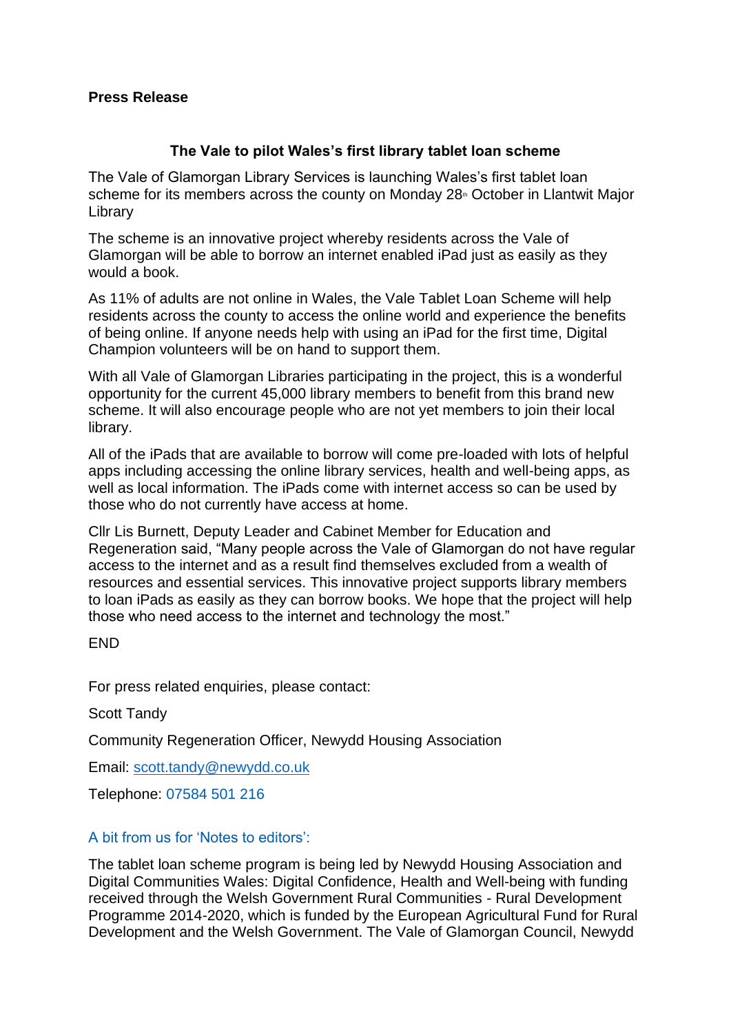**Press Release**

**The Vale to pilot Wales's first library tablet loan scheme**

The Vale of Glamorgan Library Services is launching Wales's first tablet loan scheme for its members across the county on Monday 28th October in Llantwit Major Library

The scheme is an innovative project whereby residents across the Vale of Glamorgan will be able to borrow an internet enabled iPad just as easily as they would a book.

As 11% of adults are not online in Wales, the Vale Tablet Loan Scheme will help residents across the county to access the online world and experience the benefits of being online. If anyone needs help with using an iPad for the first time, Digital Champion volunteers will be on hand to support them.

With all Vale of Glamorgan Libraries participating in the project, this is a wonderful opportunity for the current 45,000 library members to benefit from this brand new scheme. It will also encourage people who are not yet members to join their local library.

All of the iPads that are available to borrow will come pre-loaded with lots of helpful apps including accessing the online library services, health and well-being apps, as well as local information. The iPads come with internet access so can be used by those who do not currently have access at home.

Cllr Lis Burnett, Deputy Leader and Cabinet Member for Education and Regeneration said, "Many people across the Vale of Glamorgan do not have regular access to the internet and as a result find themselves excluded from a wealth of resources and essential services. This innovative project supports library members to loan iPads as easily as they can borrow books. We hope that the project will help those who need access to the internet and technology the most."

END

For press related enquiries, please contact:

Scott Tandy

Community Regeneration Officer, Newydd Housing Association

Email: scott.tandy@newydd.co.uk

Telephone: 07584 501 216

A bit from us for 'Notes to editors':

The tablet loan scheme program is being led by Newydd Housing Association and Digital Communities Wales: Digital Confidence, Health and Well-being with funding received through the Welsh Government Rural Communities - Rural Development Programme 2014-2020, which is funded by the European Agricultural Fund for Rural Development and the Welsh Government. The Vale of Glamorgan Council, Newydd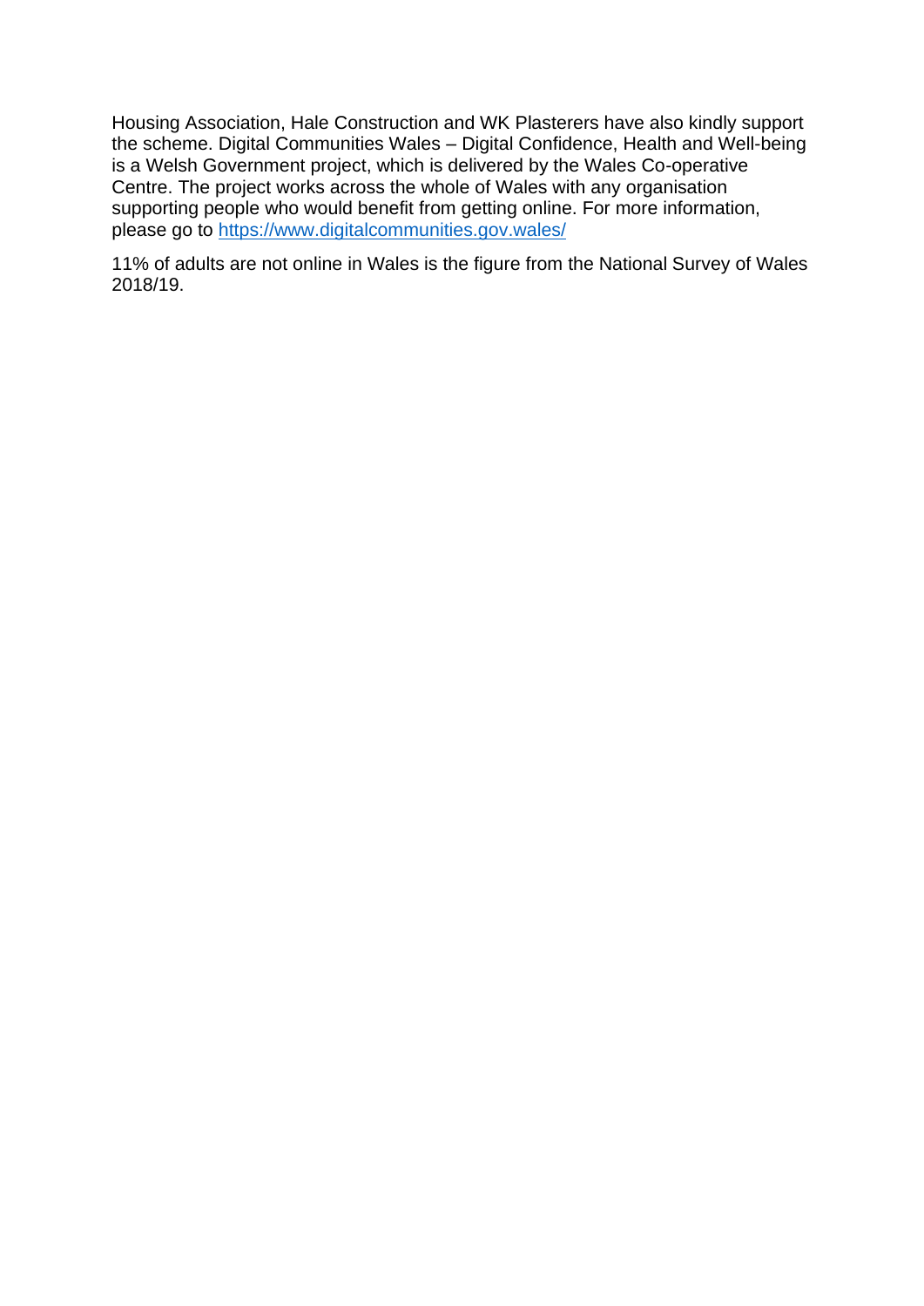Housing Association, Hale Construction and WK Plasterers have also kindly support the scheme. Digital Communities Wales – Digital Confidence, Health and Well-being is a Welsh Government project, which is delivered by the Wales Co-operative Centre. The project works across the whole of Wales with any organisation supporting people who would benefit from getting online. For more information, please go to https://www.digitalcommunities.gov.wales/

11% of adults are not online in Wales is the figure from the National Survey of Wales 2018/19.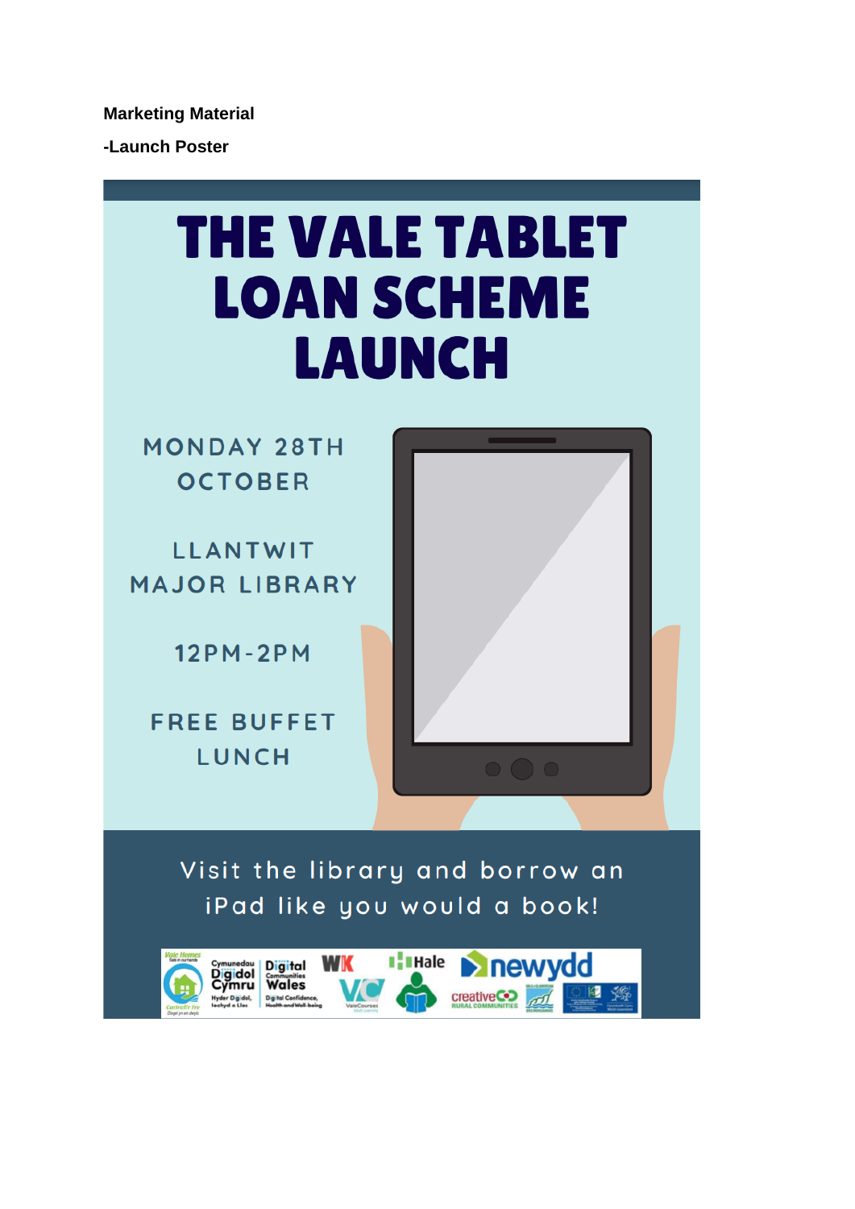**Marketing Material**

**-Launch Poster**

# THE VALE TABLET LOAN SCHEME LAUNCH

MONDAY 28TH OCTOBER

LLANTWIT MAJOR LIBRARY

12PM-2PM

FREE BUFFET LUNCH

Visit the library and borrow an iPad like you would a book!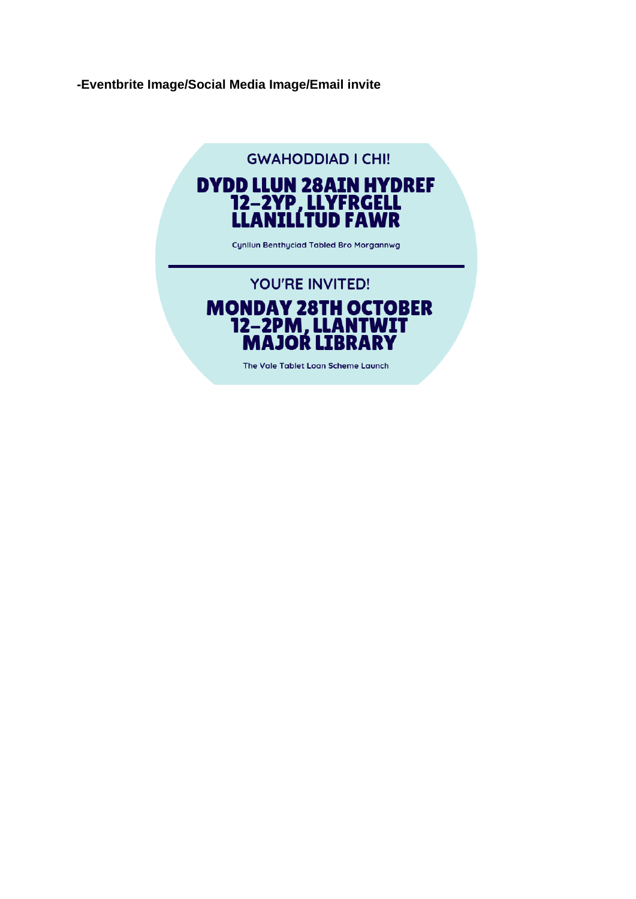**-Eventbrite Image/Social Media Image/Email invite**

GWAHODDIAD I CHI!

**DYDD LLUN 28AIN HYDREF 12–2YP, LLYFRGELL LLANILLTUD FAWR**

Cynllun Benthyciad Tabled Bro Morgannwg

YOU'RE INVITED!

**MONDAY 28TH OCTOBER 12–2PM, LLANTWIT MAJOR LIBRARY**

The Vale Tablet Loan Scheme Launch